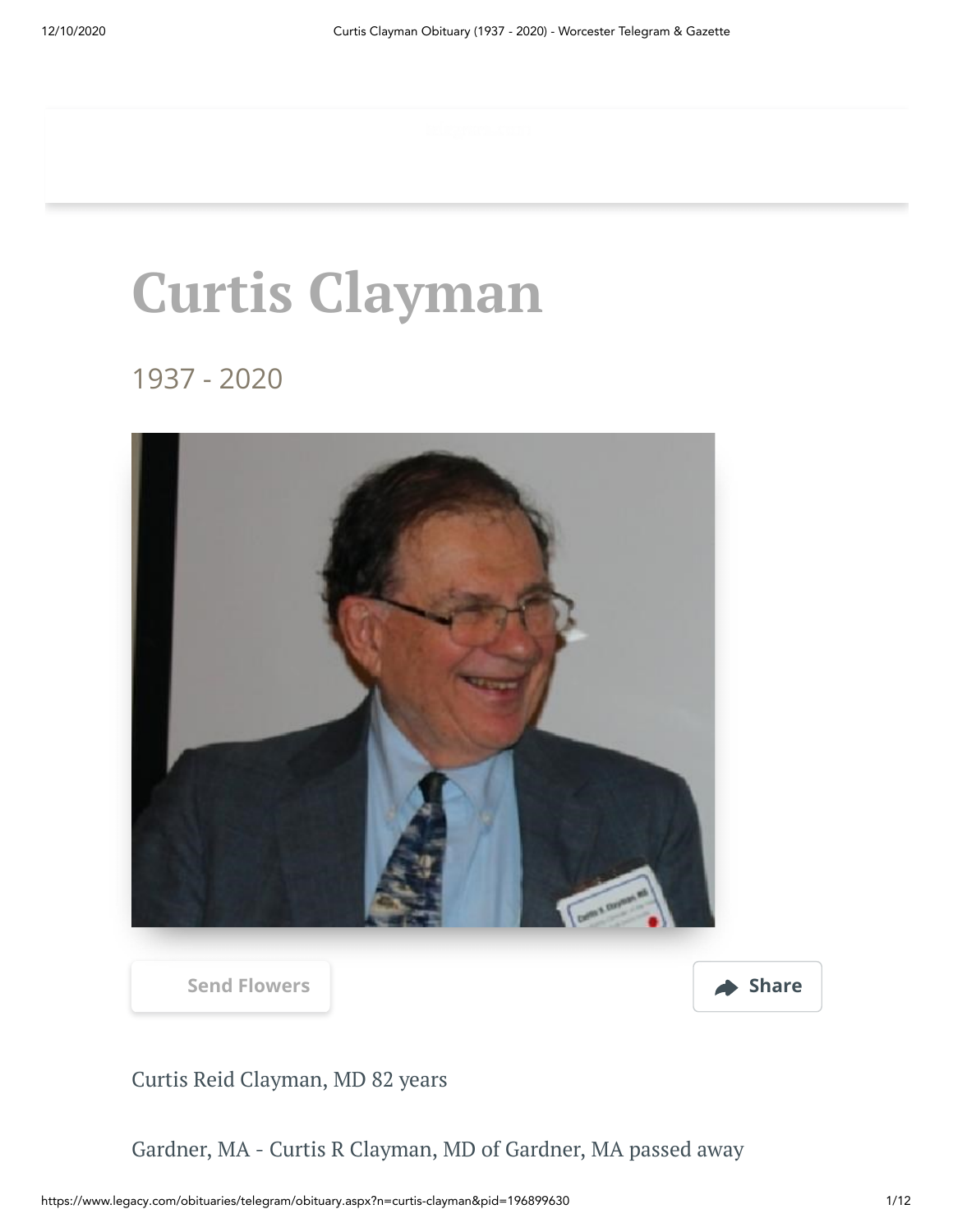# Curtis Clayman

1937 - 2020

Send Flowers

Share

Curtis Reid Clayman, MD 82 years

Gardner, MA - Curtis R Clayman, MD of Gardner, MA passed away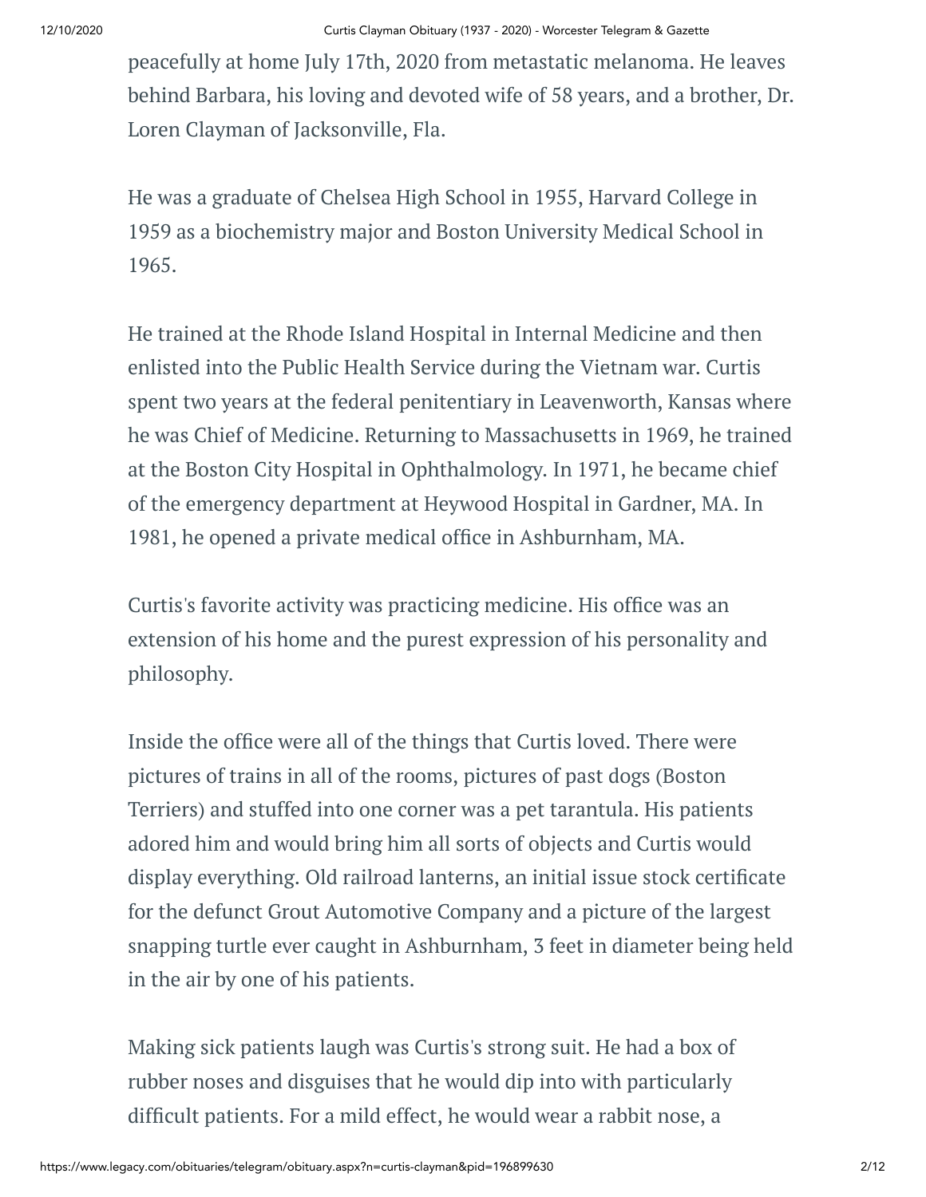peacefully at home July 17th, 2020 from metastatic melanoma. He leaves behind Barbara, his loving and devoted wife of 58 years, and a brother, Dr. Loren Clayman of Jacksonville, Fla.

He was a graduate of Chelsea High School in 1955, Harvard College in 1959 as a biochemistry major and Boston University Medical School in 1965.

He trained at the Rhode Island Hospital in Internal Medicine and then enlisted into the Public Health Service during the Vietnam war. Curtis spent two years at the federal penitentiary in Leavenworth, Kansas where he was Chief of Medicine. Returning to Massachusetts in 1969, he trained at the Boston City Hospital in Ophthalmology. In 1971, he became chief of the emergency department at Heywood Hospital in Gardner, MA. In 1981, he opened a private medical office in Ashburnham, MA.

Curtis's favorite activity was practicing medicine. His office was an extension of his home and the purest expression of his personality and philosophy.

Inside the office were all of the things that Curtis loved. There were pictures of trains in all of the rooms, pictures of past dogs (Boston Terriers) and stuffed into one corner was a pet tarantula. His patients adored him and would bring him all sorts of objects and Curtis would display everything. Old railroad lanterns, an initial issue stock certificate for the defunct Grout Automotive Company and a picture of the largest snapping turtle ever caught in Ashburnham, 3 feet in diameter being held in the air by one of his patients.

Making sick patients laugh was Curtis's strong suit. He had a box of rubber noses and disguises that he would dip into with particularly difficult patients. For a mild effect, he would wear a rabbit nose, a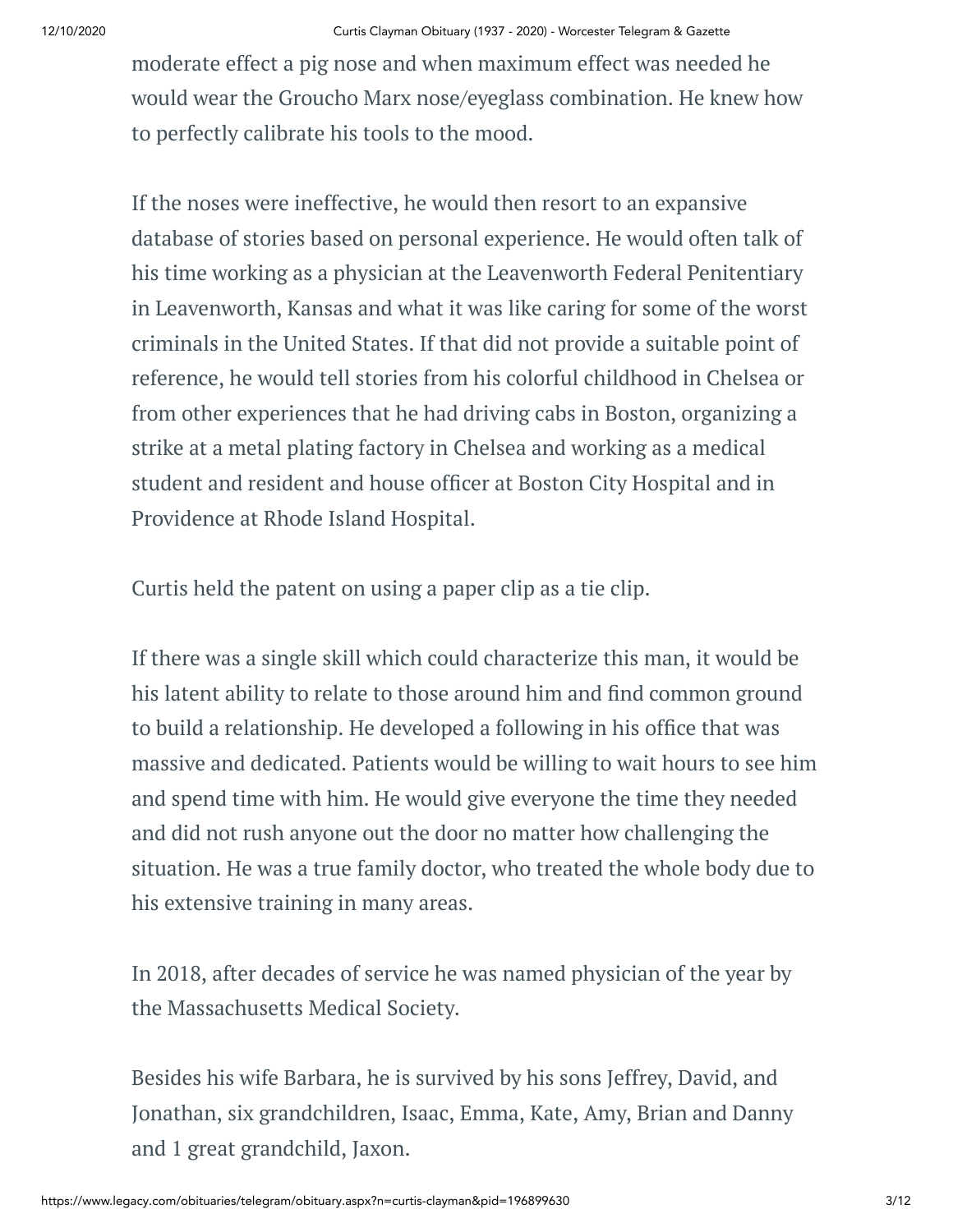moderate effect a pig nose and when maximum effect was needed he would wear the Groucho Marx nose/eyeglass combination. He knew how to perfectly calibrate his tools to the mood.

If the noses were ineffective, he would then resort to an expansive database of stories based on personal experience. He would often talk of his time working as a physician at the Leavenworth Federal Penitentiary in Leavenworth, Kansas and what it was like caring for some of the worst criminals in the United States. If that did not provide a suitable point of reference, he would tell stories from his colorful childhood in Chelsea or from other experiences that he had driving cabs in Boston, organizing a strike at a metal plating factory in Chelsea and working as a medical student and resident and house officer at Boston City Hospital and in Providence at Rhode Island Hospital.

Curtis held the patent on using a paper clip as a tie clip.

If there was a single skill which could characterize this man, it would be his latent ability to relate to those around him and find common ground to build a relationship. He developed a following in his office that was massive and dedicated. Patients would be willing to wait hours to see him and spend time with him. He would give everyone the time they needed and did not rush anyone out the door no matter how challenging the situation. He was a true family doctor, who treated the whole body due to his extensive training in many areas.

In 2018, after decades of service he was named physician of the year by the Massachusetts Medical Society.

Besides his wife Barbara, he is survived by his sons Jeffrey, David, and Jonathan, six grandchildren, Isaac, Emma, Kate, Amy, Brian and Danny and 1 great grandchild, Jaxon.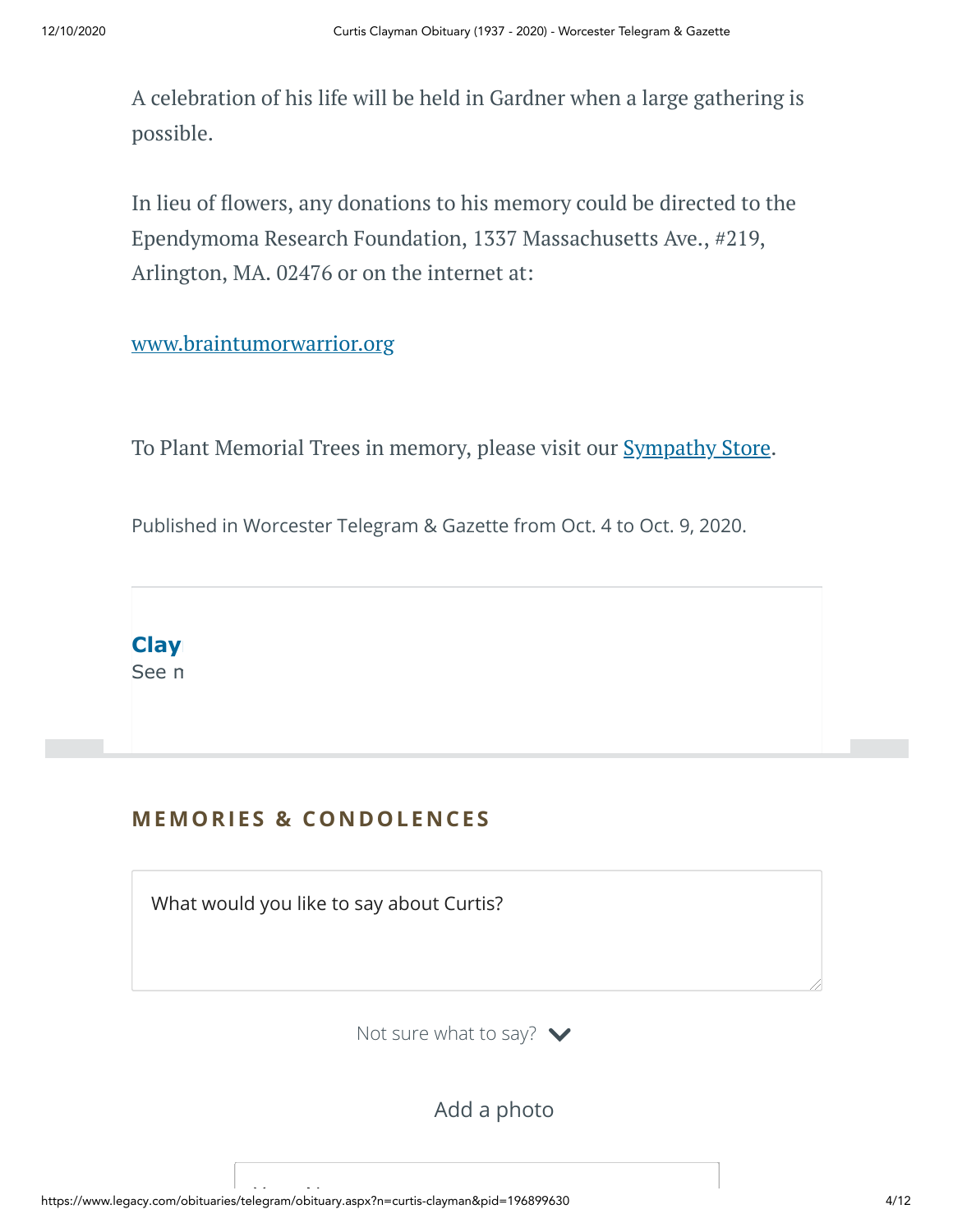A celebration of his life will be held in Gardner when a large gathering is possible.

In lieu of flowers, any donations to his memory could be directed to the Ependymoma Research Foundation, 1337 Massachusetts Ave., #219, Arlington, MA. 02476 or on the internet at:

www.braintumorwarrior.org

To Plant Memorial Trees in memory, please visit our Sympathy Store.

Published in Worcester Telegram & Gazette from Oct. 4 to Oct. 9, 2020.

**Clay**
See n

## MEMORIES & CONDOLENCES

What would you like to say about Curtis?

Not sure what to say?

Add a photo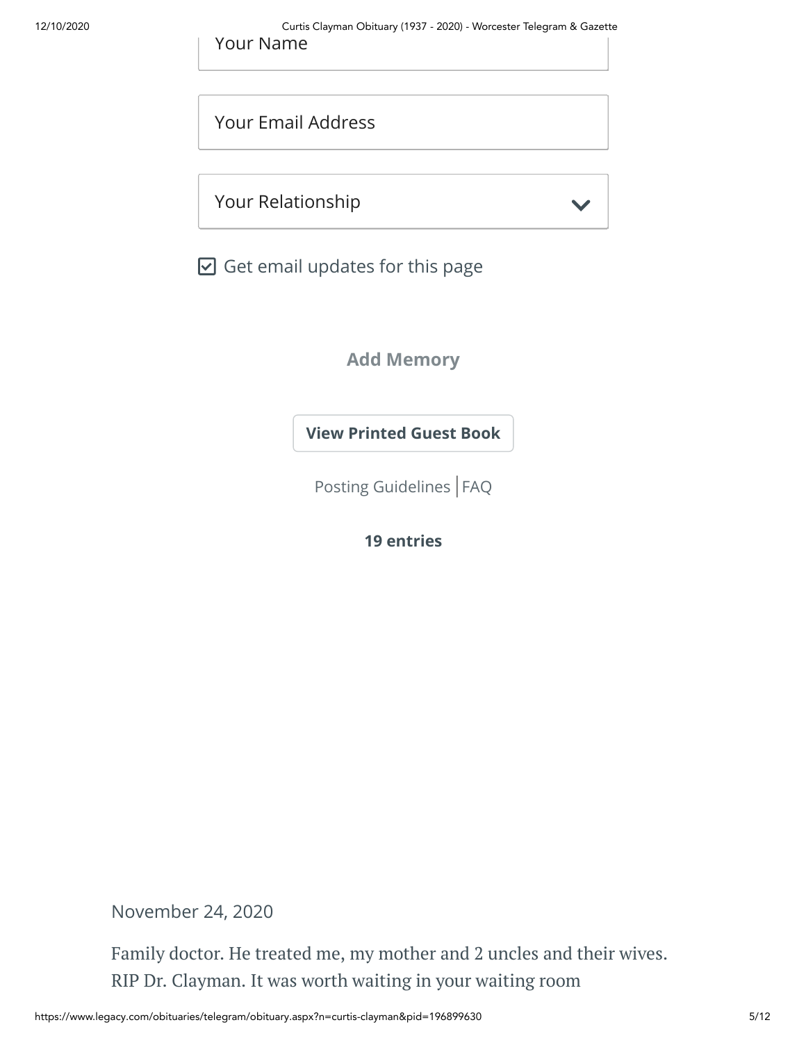Your Name

Your Email Address

Your Relationship

☑ Get email updates for this page

**Add Memory**

**View Printed Guest Book**

Posting Guidelines | FAQ

**19 entries**

November 24, 2020

Family doctor. He treated me, my mother and 2 uncles and their wives. RIP Dr. Clayman. It was worth waiting in your waiting room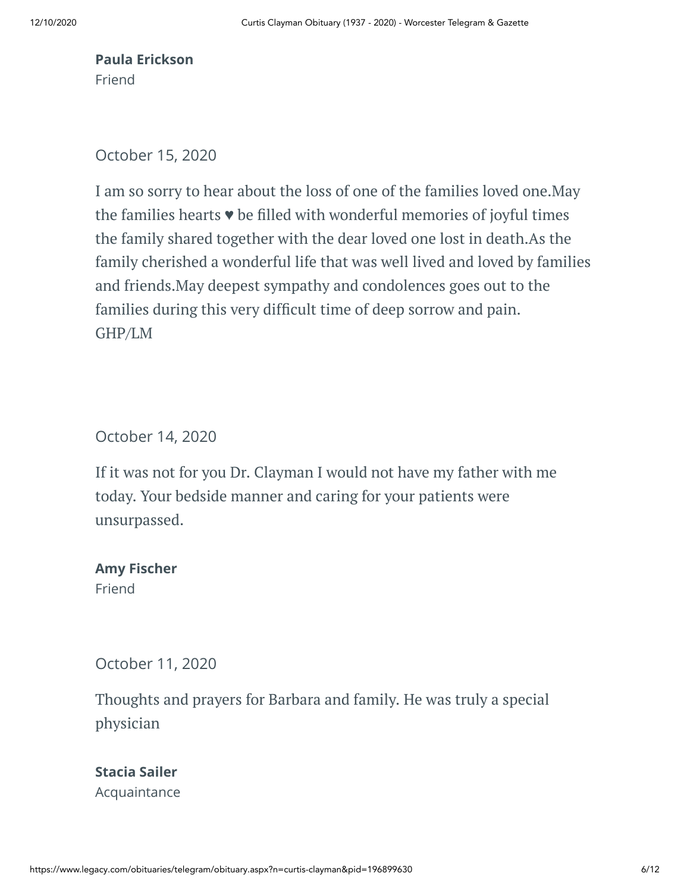**Paula Erickson**
Friend

October 15, 2020

I am so sorry to hear about the loss of one of the families loved one.May the families hearts ♥ be filled with wonderful memories of joyful times the family shared together with the dear loved one lost in death.As the family cherished a wonderful life that was well lived and loved by families and friends.May deepest sympathy and condolences goes out to the families during this very difficult time of deep sorrow and pain.
GHP/LM

October 14, 2020

If it was not for you Dr. Clayman I would not have my father with me today. Your bedside manner and caring for your patients were unsurpassed.

**Amy Fischer**
Friend

October 11, 2020

Thoughts and prayers for Barbara and family. He was truly a special physician

**Stacia Sailer**
Acquaintance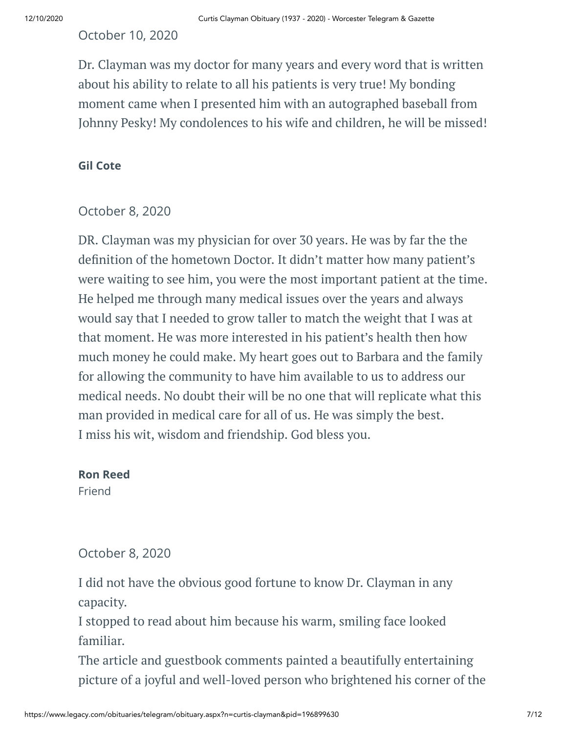October 10, 2020

Dr. Clayman was my doctor for many years and every word that is written about his ability to relate to all his patients is very true! My bonding moment came when I presented him with an autographed baseball from Johnny Pesky! My condolences to his wife and children, he will be missed!

**Gil Cote**

October 8, 2020

DR. Clayman was my physician for over 30 years. He was by far the the definition of the hometown Doctor. It didn't matter how many patient's were waiting to see him, you were the most important patient at the time. He helped me through many medical issues over the years and always would say that I needed to grow taller to match the weight that I was at that moment. He was more interested in his patient's health then how much money he could make. My heart goes out to Barbara and the family for allowing the community to have him available to us to address our medical needs. No doubt their will be no one that will replicate what this man provided in medical care for all of us. He was simply the best.
I miss his wit, wisdom and friendship. God bless you.

**Ron Reed**
Friend

October 8, 2020

I did not have the obvious good fortune to know Dr. Clayman in any capacity.
I stopped to read about him because his warm, smiling face looked familiar.
The article and guestbook comments painted a beautifully entertaining picture of a joyful and well-loved person who brightened his corner of the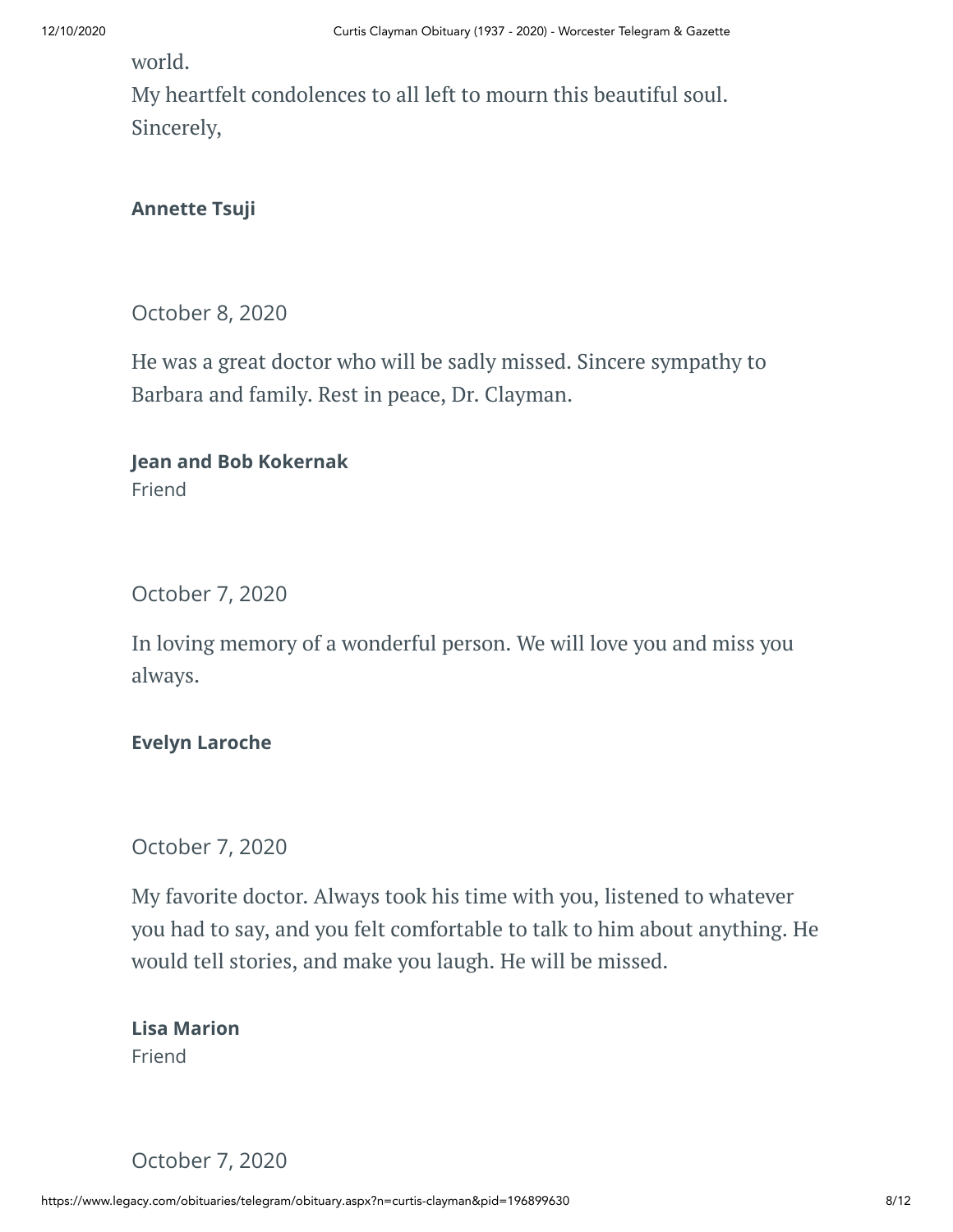world.
My heartfelt condolences to all left to mourn this beautiful soul.
Sincerely,

**Annette Tsuji**

October 8, 2020

He was a great doctor who will be sadly missed. Sincere sympathy to Barbara and family. Rest in peace, Dr. Clayman.

**Jean and Bob Kokernak**
Friend

October 7, 2020

In loving memory of a wonderful person. We will love you and miss you always.

**Evelyn Laroche**

October 7, 2020

My favorite doctor. Always took his time with you, listened to whatever you had to say, and you felt comfortable to talk to him about anything. He would tell stories, and make you laugh. He will be missed.

**Lisa Marion**
Friend

October 7, 2020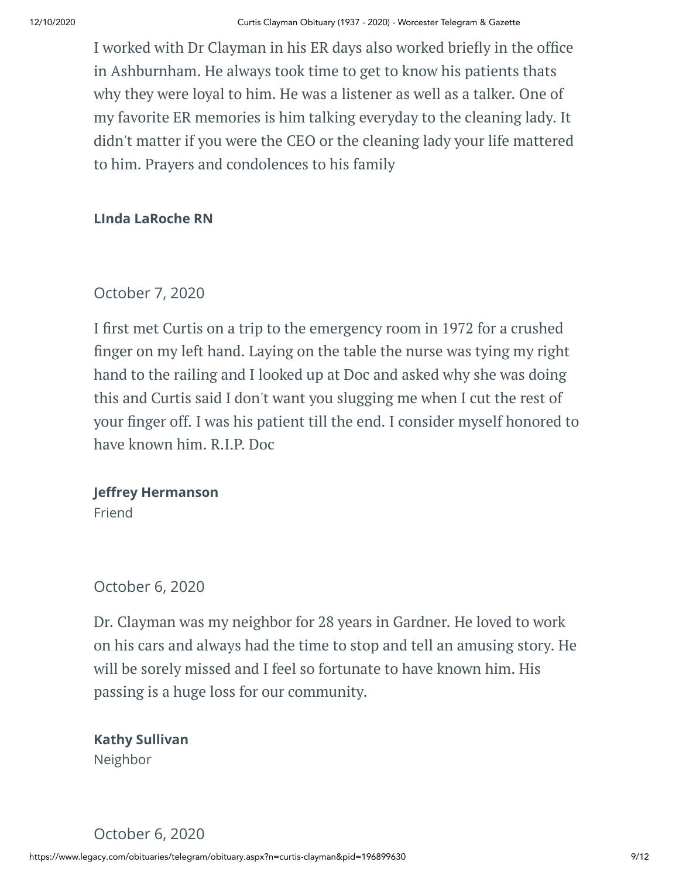I worked with Dr Clayman in his ER days also worked briefly in the office in Ashburnham. He always took time to get to know his patients thats why they were loyal to him. He was a listener as well as a talker. One of my favorite ER memories is him talking everyday to the cleaning lady. It didn't matter if you were the CEO or the cleaning lady your life mattered to him. Prayers and condolences to his family

**LInda LaRoche RN**

October 7, 2020

I first met Curtis on a trip to the emergency room in 1972 for a crushed finger on my left hand. Laying on the table the nurse was tying my right hand to the railing and I looked up at Doc and asked why she was doing this and Curtis said I don't want you slugging me when I cut the rest of your finger off. I was his patient till the end. I consider myself honored to have known him. R.I.P. Doc

**Jeffrey Hermanson**
Friend

October 6, 2020

Dr. Clayman was my neighbor for 28 years in Gardner. He loved to work on his cars and always had the time to stop and tell an amusing story. He will be sorely missed and I feel so fortunate to have known him. His passing is a huge loss for our community.

**Kathy Sullivan**
Neighbor

October 6, 2020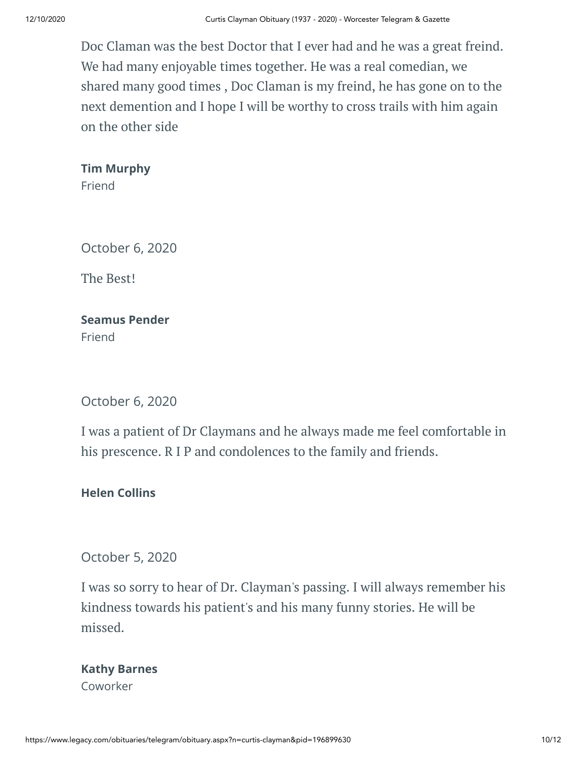Doc Claman was the best Doctor that I ever had and he was a great freind. We had many enjoyable times together. He was a real comedian, we shared many good times , Doc Claman is my freind, he has gone on to the next demention and I hope I will be worthy to cross trails with him again on the other side

**Tim Murphy**
Friend

October 6, 2020

The Best!

**Seamus Pender**
Friend

October 6, 2020

I was a patient of Dr Claymans and he always made me feel comfortable in his prescence. R I P and condolences to the family and friends.

**Helen Collins**

October 5, 2020

I was so sorry to hear of Dr. Clayman's passing. I will always remember his kindness towards his patient's and his many funny stories. He will be missed.

**Kathy Barnes**
Coworker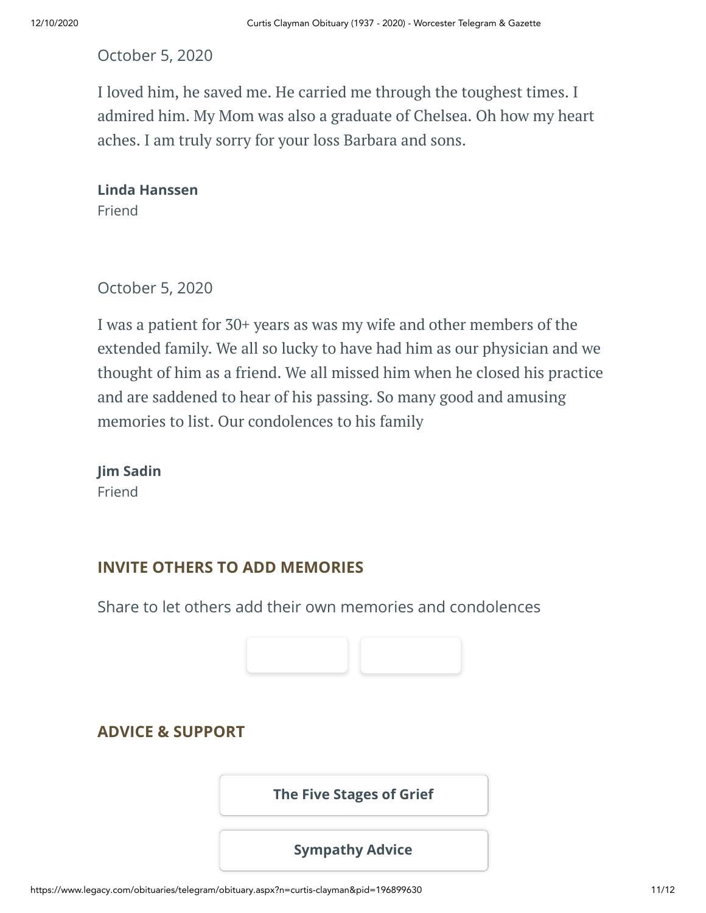October 5, 2020

I loved him, he saved me. He carried me through the toughest times. I admired him. My Mom was also a graduate of Chelsea. Oh how my heart aches. I am truly sorry for your loss Barbara and sons.

**Linda Hanssen**
Friend

October 5, 2020

I was a patient for 30+ years as was my wife and other members of the extended family. We all so lucky to have had him as our physician and we thought of him as a friend. We all missed him when he closed his practice and are saddened to hear of his passing. So many good and amusing memories to list. Our condolences to his family

**Jim Sadin**
Friend

## INVITE OTHERS TO ADD MEMORIES

Share to let others add their own memories and condolences

## ADVICE & SUPPORT

**The Five Stages of Grief**

**Sympathy Advice**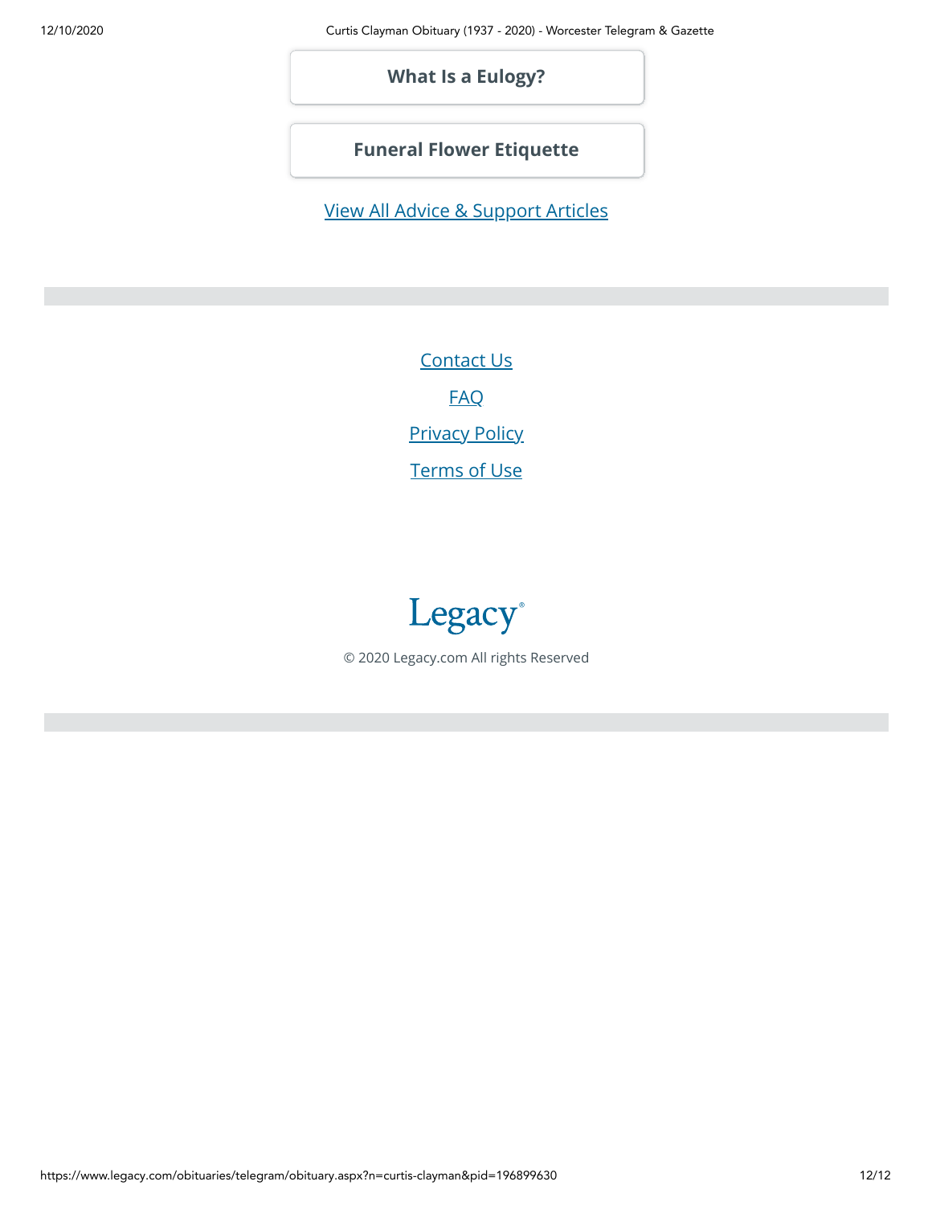**What Is a Eulogy?**

**Funeral Flower Etiquette**

View All Advice & Support Articles

Contact Us

FAQ

Privacy Policy

Terms of Use

Legacy®

© 2020 Legacy.com All rights Reserved